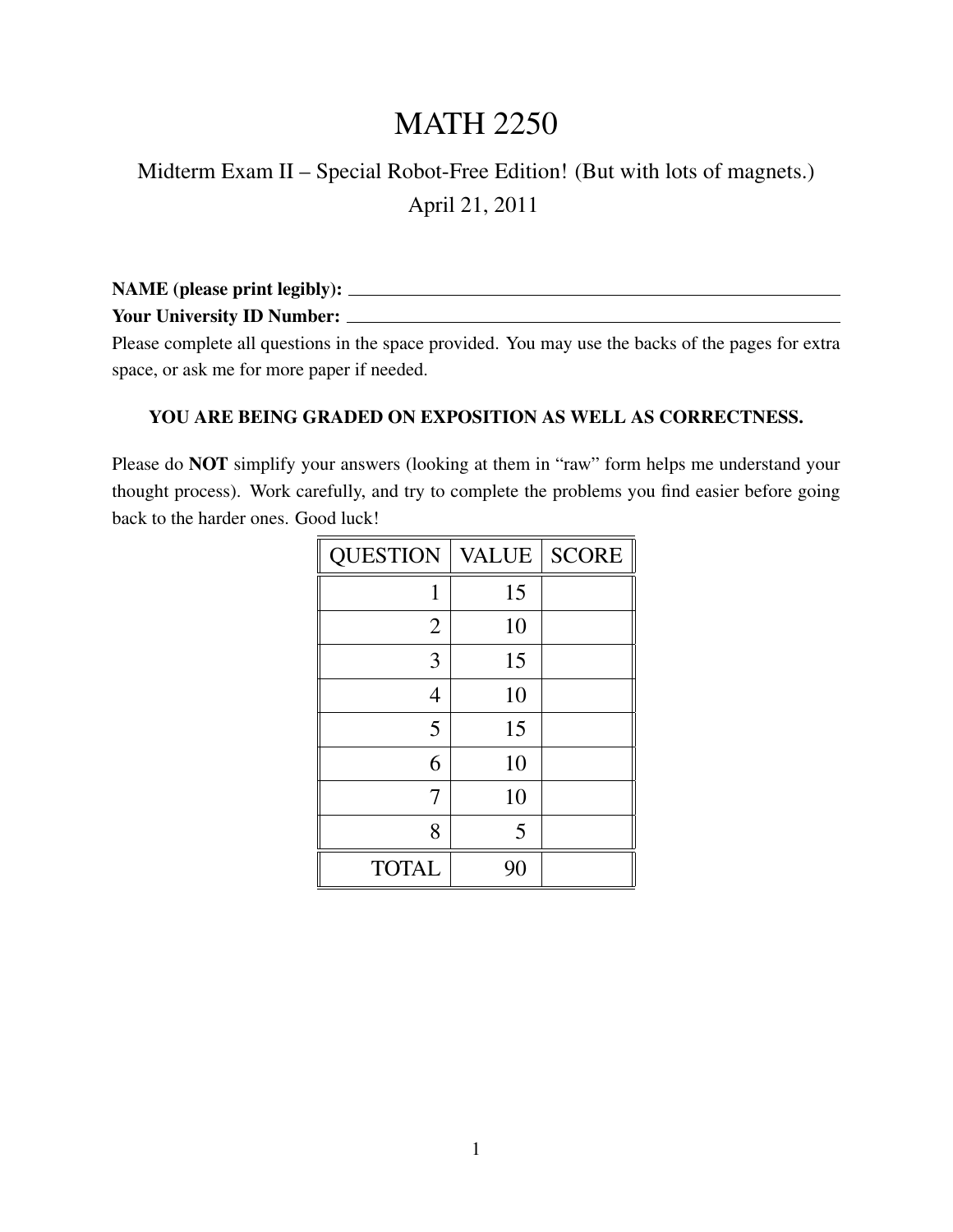# MATH 2250

Midterm Exam II – Special Robot-Free Edition! (But with lots of magnets.)

April 21, 2011

**NAME (please print legibly):** ______________________________

**Your University ID Number:** ______________________________

Please complete all questions in the space provided. You may use the backs of the pages for extra space, or ask me for more paper if needed.

**YOU ARE BEING GRADED ON EXPOSITION AS WELL AS CORRECTNESS.**

Please do **NOT** simplify your answers (looking at them in "raw" form helps me understand your thought process). Work carefully, and try to complete the problems you find easier before going back to the harder ones. Good luck!

| QUESTION | VALUE | SCORE |
|---|---|---|
| 1 | 15 | |
| 2 | 10 | |
| 3 | 15 | |
| 4 | 10 | |
| 5 | 15 | |
| 6 | 10 | |
| 7 | 10 | |
| 8 | 5 | |
| TOTAL | 90 | |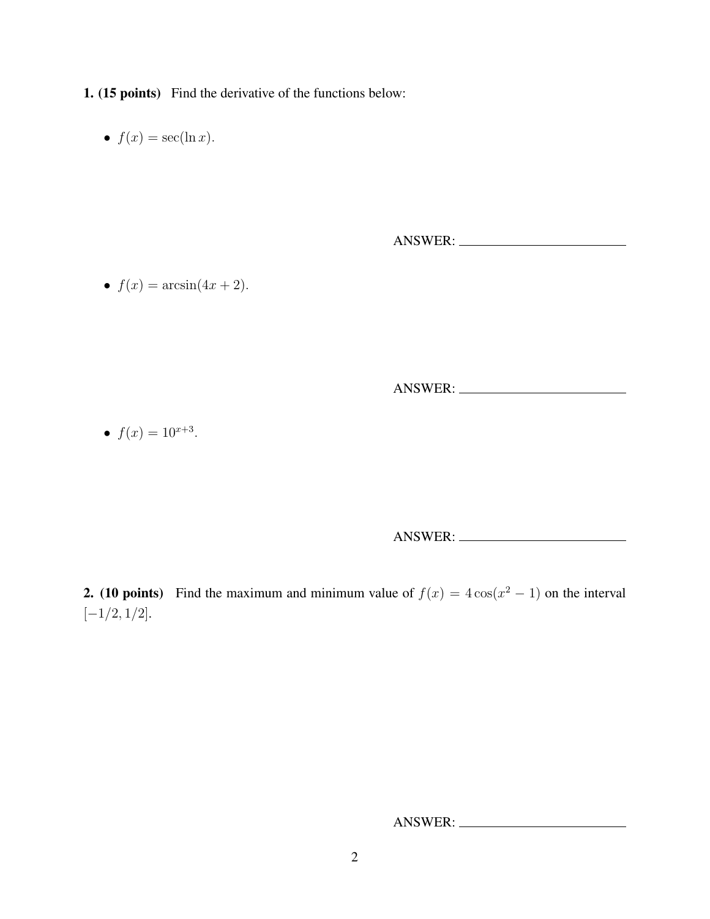**1. (15 points)** Find the derivative of the functions below:

- $f(x) = \sec(\ln x)$.

ANSWER: ______________________

- $f(x) = \arcsin(4x + 2)$.

ANSWER: ______________________

- $f(x) = 10^{x+3}$.

ANSWER: ______________________

**2. (10 points)** Find the maximum and minimum value of $f(x) = 4\cos(x^2 - 1)$ on the interval $[-1/2, 1/2]$.

ANSWER: ______________________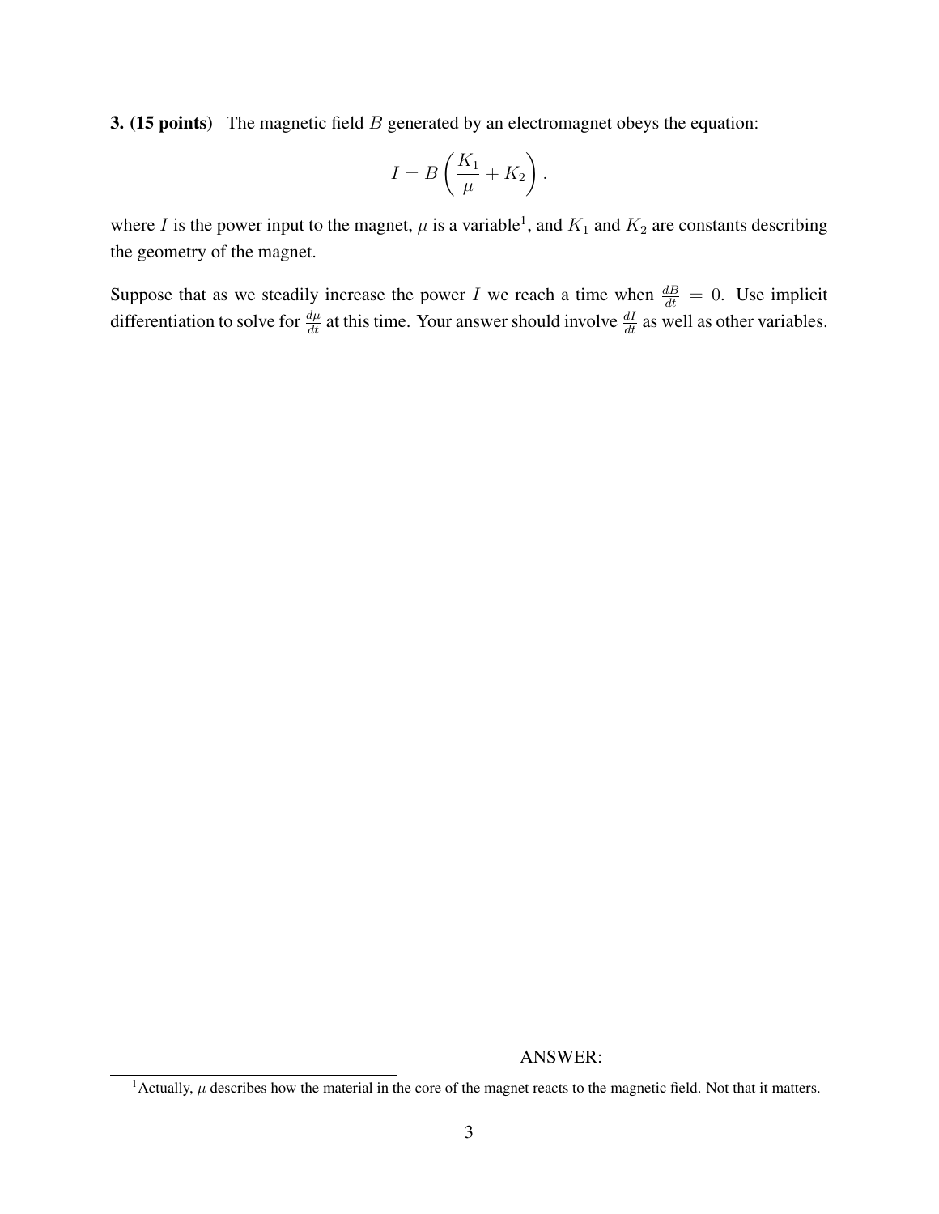**3. (15 points)** The magnetic field $B$ generated by an electromagnet obeys the equation:

$$I = B\left(\frac{K_1}{\mu} + K_2\right).$$

where $I$ is the power input to the magnet, $\mu$ is a variable[1], and $K_1$ and $K_2$ are constants describing the geometry of the magnet.

Suppose that as we steadily increase the power $I$ we reach a time when $\frac{dB}{dt} = 0$. Use implicit differentiation to solve for $\frac{d\mu}{dt}$ at this time. Your answer should involve $\frac{dI}{dt}$ as well as other variables.

ANSWER: ______________________

[1] Actually, $\mu$ describes how the material in the core of the magnet reacts to the magnetic field. Not that it matters.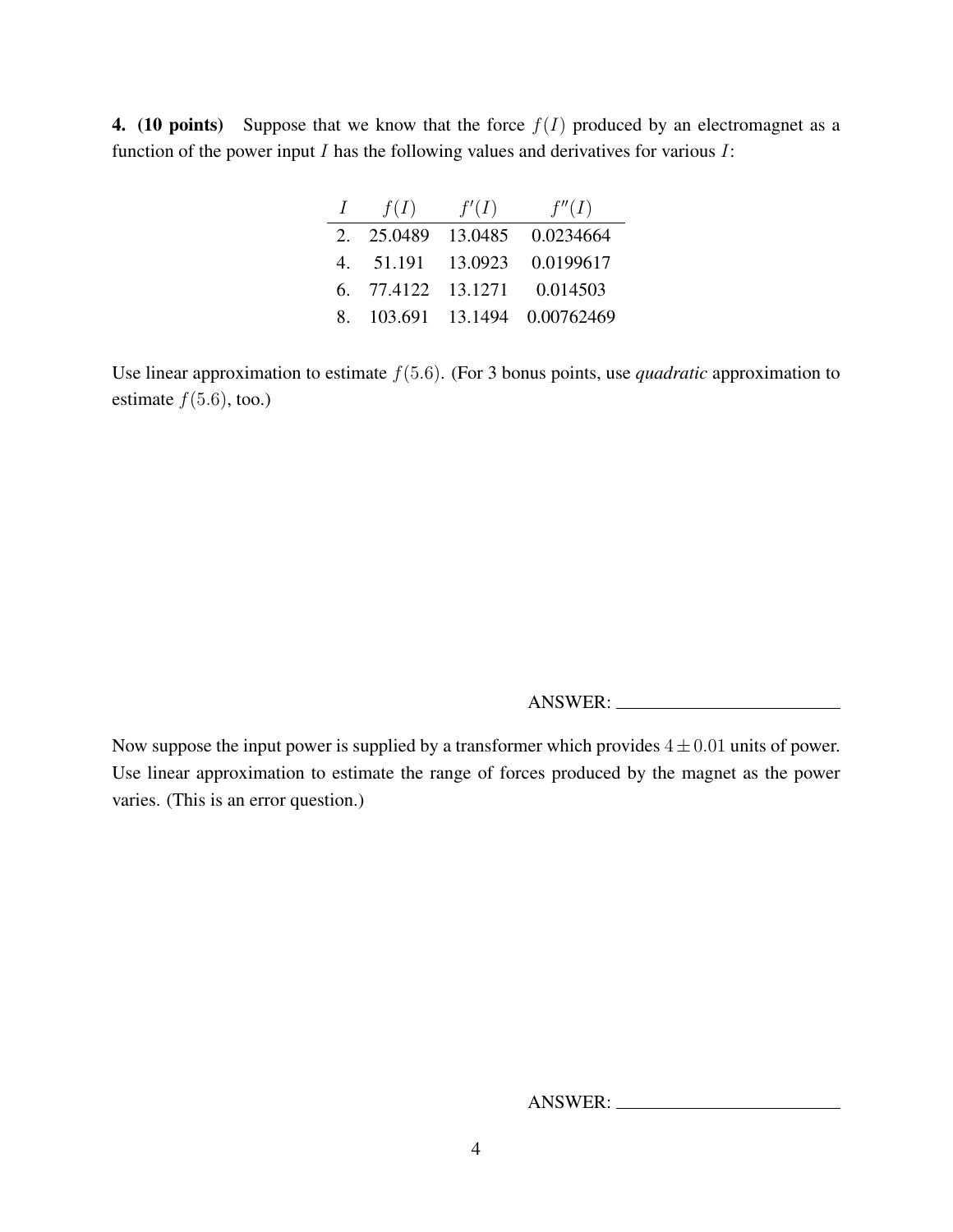**4. (10 points)** Suppose that we know that the force $f(I)$ produced by an electromagnet as a function of the power input $I$ has the following values and derivatives for various $I$:

| $I$ | $f(I)$ | $f'(I)$ | $f''(I)$ |
|---|---|---|---|
| 2. | 25.0489 | 13.0485 | 0.0234664 |
| 4. | 51.191 | 13.0923 | 0.0199617 |
| 6. | 77.4122 | 13.1271 | 0.014503 |
| 8. | 103.691 | 13.1494 | 0.00762469 |

Use linear approximation to estimate $f(5.6)$. (For 3 bonus points, use *quadratic* approximation to estimate $f(5.6)$, too.)

ANSWER: ________________________

Now suppose the input power is supplied by a transformer which provides $4 \pm 0.01$ units of power. Use linear approximation to estimate the range of forces produced by the magnet as the power varies. (This is an error question.)

ANSWER: ________________________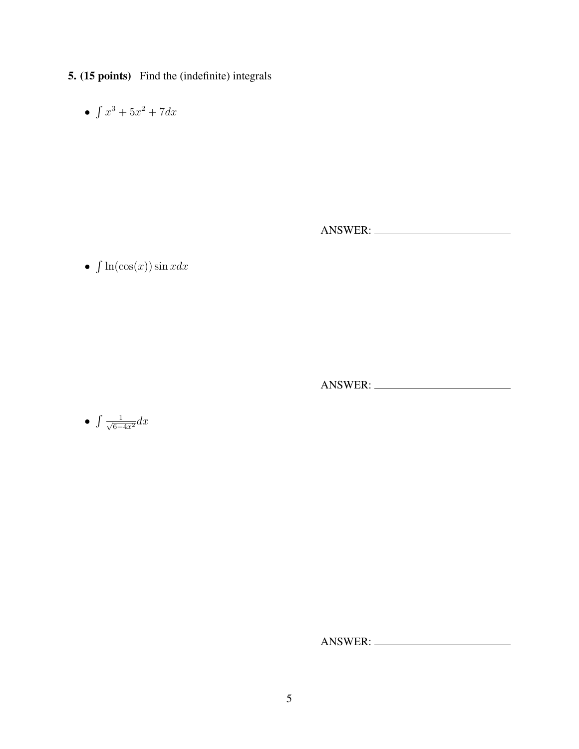**5. (15 points)** Find the (indefinite) integrals

- $\int x^3 + 5x^2 + 7dx$

ANSWER: ____________________

- $\int \ln(\cos(x)) \sin x dx$

ANSWER: ____________________

- $\int \frac{1}{\sqrt{6-4x^2}} dx$

ANSWER: ____________________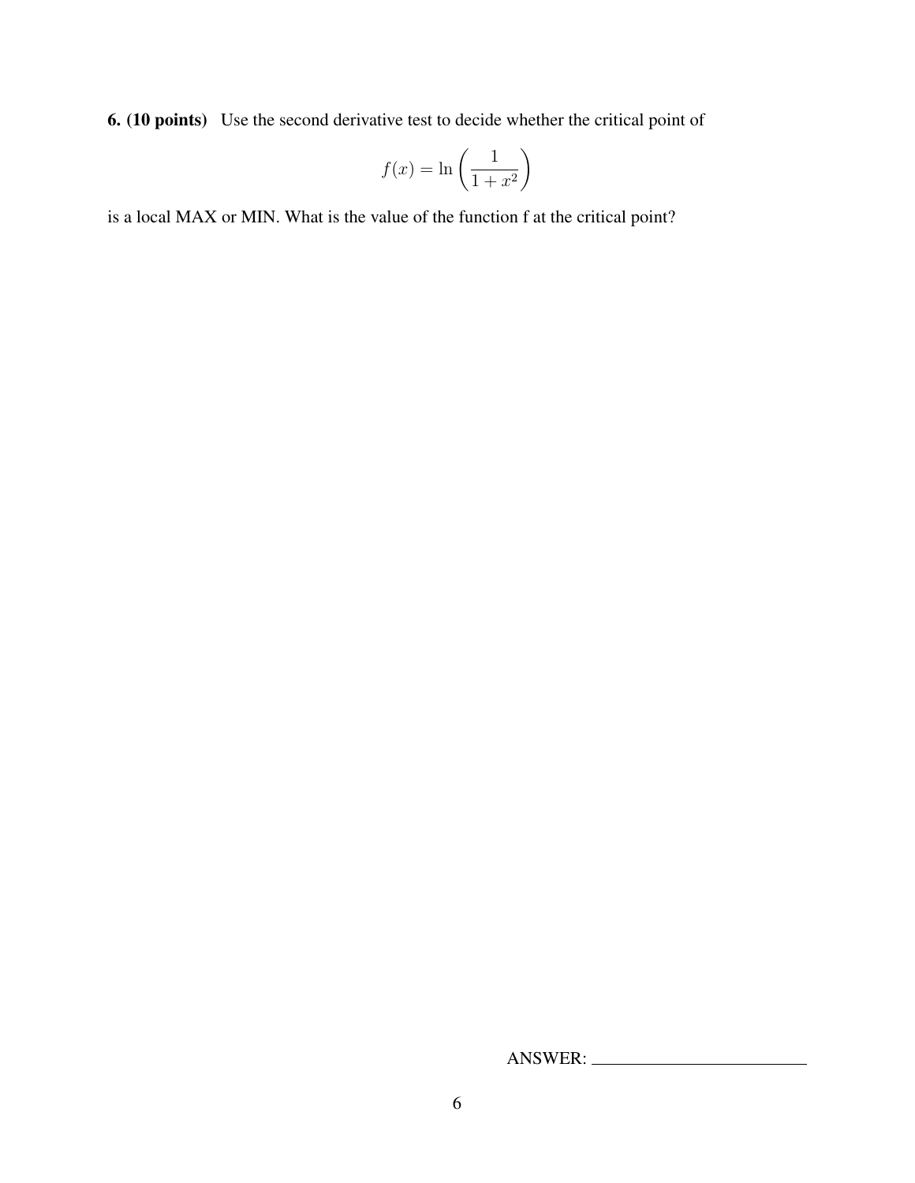**6. (10 points)** Use the second derivative test to decide whether the critical point of

$$f(x) = \ln\left(\frac{1}{1+x^2}\right)$$

is a local MAX or MIN. What is the value of the function f at the critical point?

ANSWER: ________________________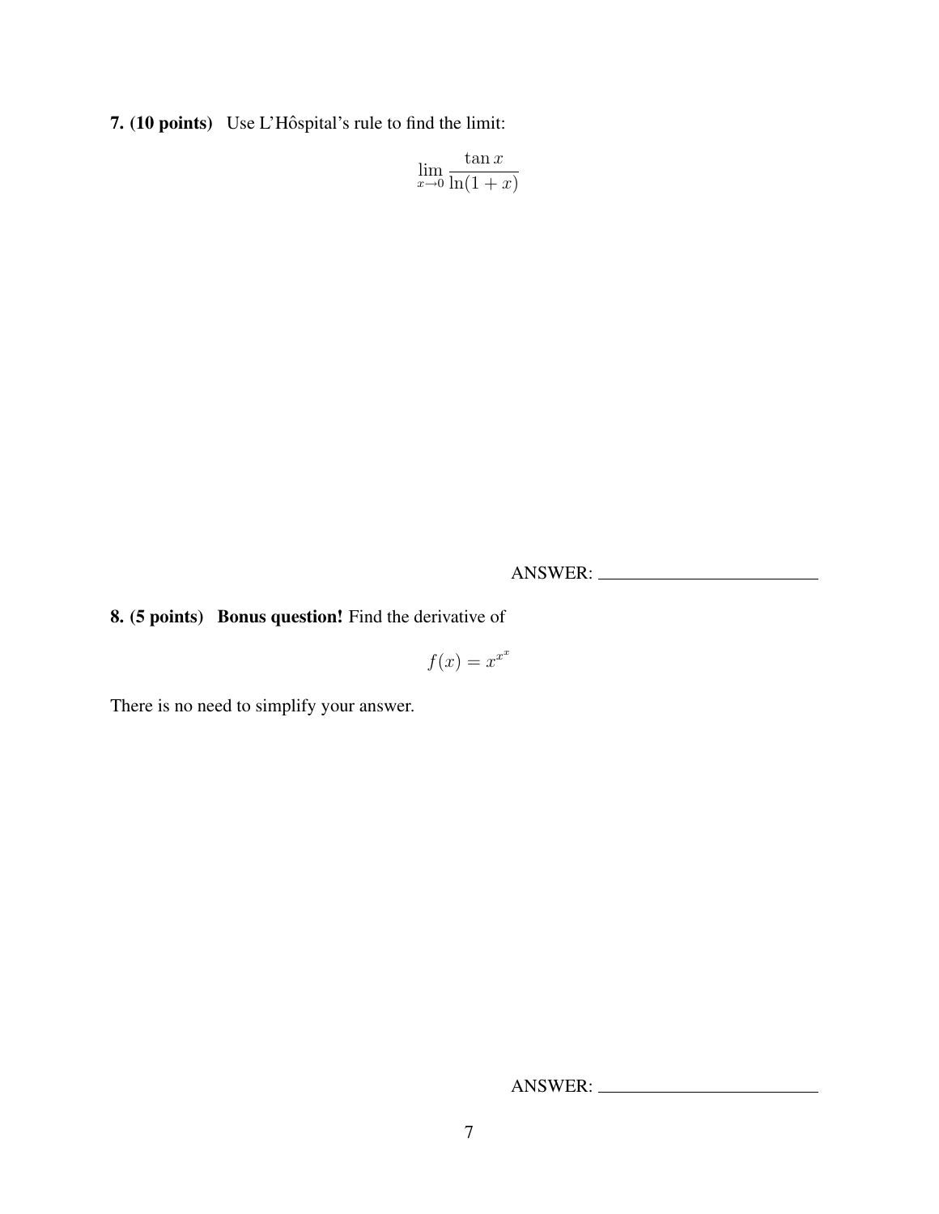**7. (10 points)** Use L'Hôspital's rule to find the limit:

$$\lim_{x \to 0} \frac{\tan x}{\ln(1+x)}$$

ANSWER: \_\_\_\_\_\_\_\_\_\_\_\_\_\_\_\_\_\_\_\_\_\_\_\_

**8. (5 points)** **Bonus question!** Find the derivative of

$$f(x) = x^{x^x}$$

There is no need to simplify your answer.

ANSWER: \_\_\_\_\_\_\_\_\_\_\_\_\_\_\_\_\_\_\_\_\_\_\_\_